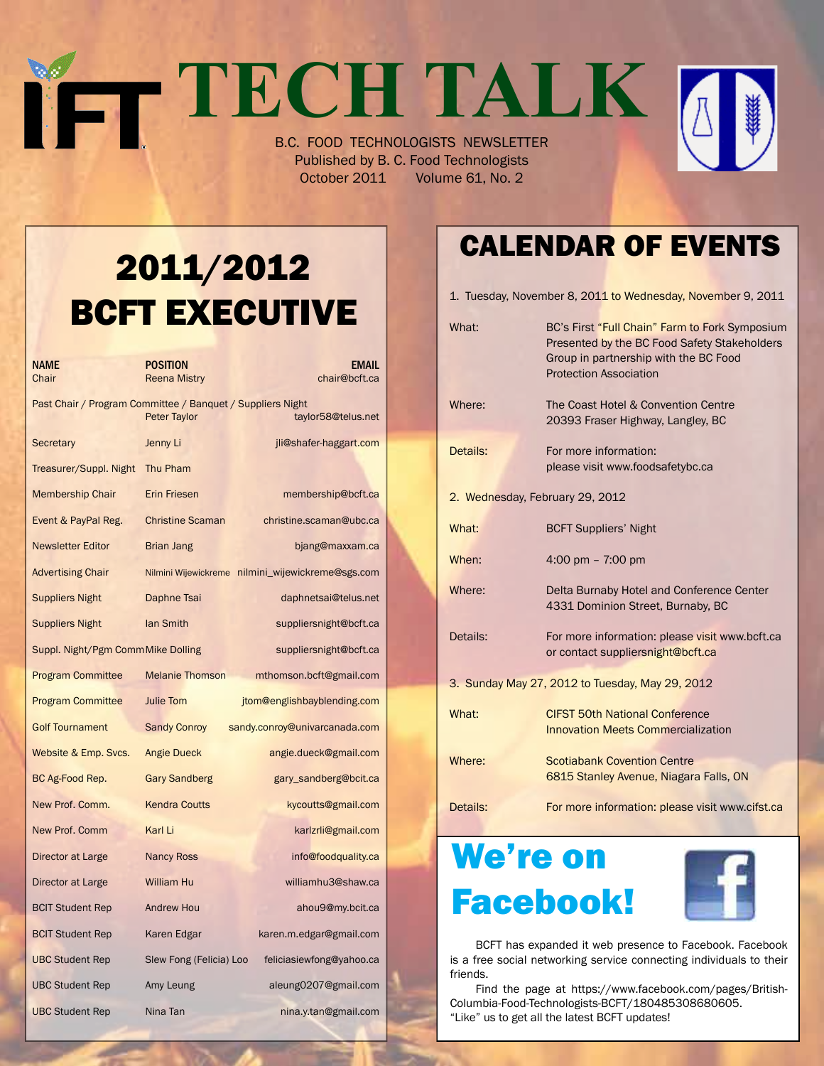# TECH TALK

B.C. FOOD TECHNOLOGISTS NEWSLETTER
Published by B. C. Food Technologists
October 2011 Volume 61, No. 2

## 2011/2012 BCFT EXECUTIVE

| NAME | POSITION | EMAIL |
|---|---|---|
| Chair | Reena Mistry | chair@bcft.ca |
| Past Chair / Program Committee / Banquet / Suppliers Night | Peter Taylor | taylor58@telus.net |
| Secretary | Jenny Li | jli@shafer-haggart.com |
| Treasurer/Suppl. Night | Thu Pham | |
| Membership Chair | Erin Friesen | membership@bcft.ca |
| Event & PayPal Reg. | Christine Scaman | christine.scaman@ubc.ca |
| Newsletter Editor | Brian Jang | bjang@maxxam.ca |
| Advertising Chair | Nilmini Wijewickreme | nilmini_wijewickreme@sgs.com |
| Suppliers Night | Daphne Tsai | daphnetsai@telus.net |
| Suppliers Night | Ian Smith | suppliersnight@bcft.ca |
| Suppl. Night/Pgm Comm | Mike Dolling | suppliersnight@bcft.ca |
| Program Committee | Melanie Thomson | mthomson.bcft@gmail.com |
| Program Committee | Julie Tom | jtom@englishbayblending.com |
| Golf Tournament | Sandy Conroy | sandy.conroy@univarcanada.com |
| Website & Emp. Svcs. | Angie Dueck | angie.dueck@gmail.com |
| BC Ag-Food Rep. | Gary Sandberg | gary_sandberg@bcit.ca |
| New Prof. Comm. | Kendra Coutts | kycoutts@gmail.com |
| New Prof. Comm | Karl Li | karlzrli@gmail.com |
| Director at Large | Nancy Ross | info@foodquality.ca |
| Director at Large | William Hu | williamhu3@shaw.ca |
| BCIT Student Rep | Andrew Hou | ahou9@my.bcit.ca |
| BCIT Student Rep | Karen Edgar | karen.m.edgar@gmail.com |
| UBC Student Rep | Slew Fong (Felicia) Loo | feliciasiewfong@yahoo.ca |
| UBC Student Rep | Amy Leung | aleung0207@gmail.com |
| UBC Student Rep | Nina Tan | nina.y.tan@gmail.com |

## CALENDAR OF EVENTS

1. Tuesday, November 8, 2011 to Wednesday, November 9, 2011

**What:** BC's First "Full Chain" Farm to Fork Symposium Presented by the BC Food Safety Stakeholders Group in partnership with the BC Food Protection Association

**Where:** The Coast Hotel & Convention Centre
20393 Fraser Highway, Langley, BC

**Details:** For more information:
please visit www.foodsafetybc.ca

2. Wednesday, February 29, 2012

**What:** BCFT Suppliers' Night

**When:** 4:00 pm – 7:00 pm

**Where:** Delta Burnaby Hotel and Conference Center
4331 Dominion Street, Burnaby, BC

**Details:** For more information: please visit www.bcft.ca or contact suppliersnight@bcft.ca

3. Sunday May 27, 2012 to Tuesday, May 29, 2012

**What:** CIFST 50th National Conference
Innovation Meets Commercialization

**Where:** Scotiabank Covention Centre
6815 Stanley Avenue, Niagara Falls, ON

**Details:** For more information: please visit www.cifst.ca

## We're on Facebook!

BCFT has expanded it web presence to Facebook. Facebook is a free social networking service connecting individuals to their friends.

Find the page at https://www.facebook.com/pages/British-Columbia-Food-Technologists-BCFT/180485308680605.
"Like" us to get all the latest BCFT updates!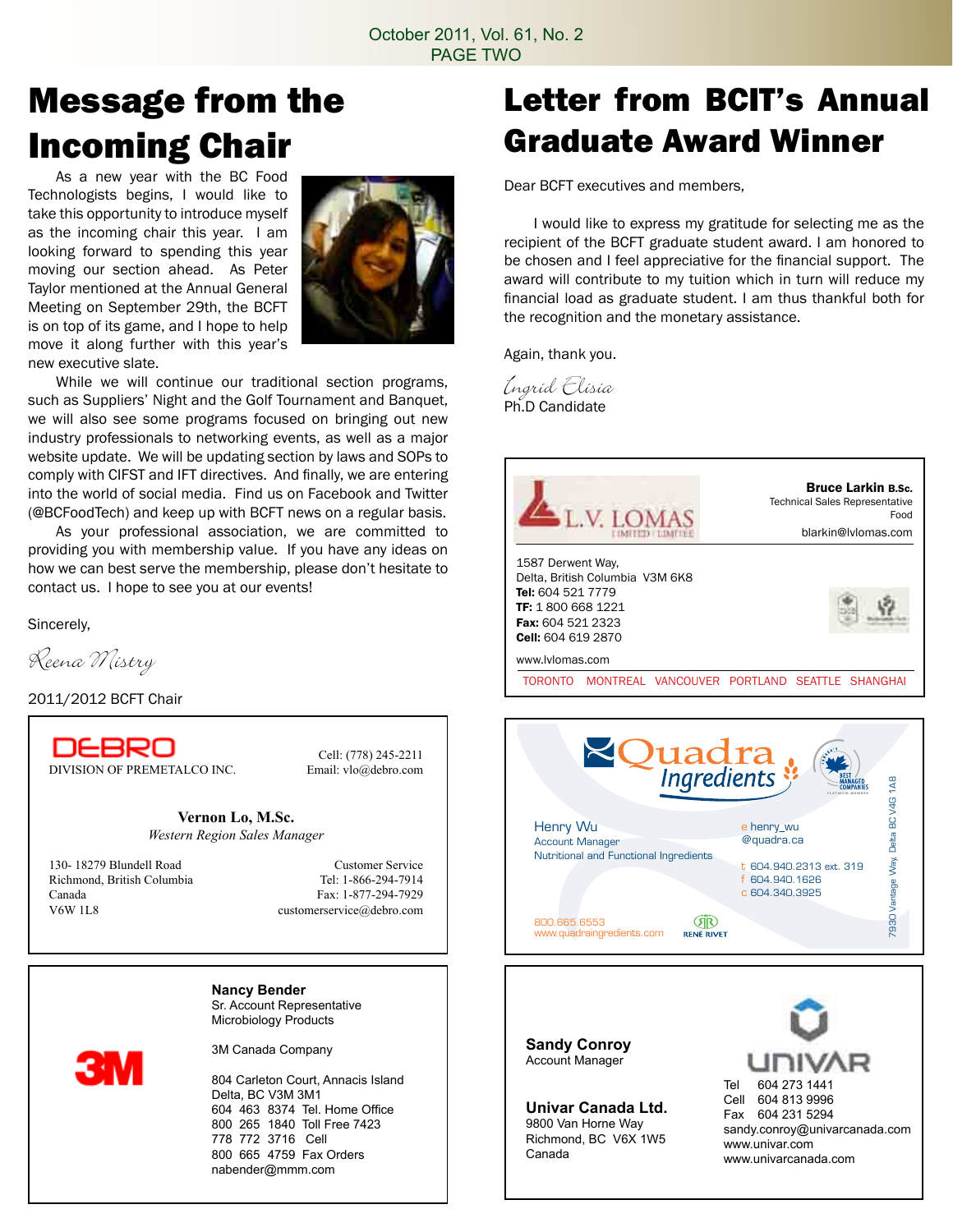# Message from the Incoming Chair

As a new year with the BC Food Technologists begins, I would like to take this opportunity to introduce myself as the incoming chair this year. I am looking forward to spending this year moving our section ahead. As Peter Taylor mentioned at the Annual General Meeting on September 29th, the BCFT is on top of its game, and I hope to help move it along further with this year's new executive slate.

While we will continue our traditional section programs, such as Suppliers' Night and the Golf Tournament and Banquet, we will also see some programs focused on bringing out new industry professionals to networking events, as well as a major website update. We will be updating section by laws and SOPs to comply with CIFST and IFT directives. And finally, we are entering into the world of social media. Find us on Facebook and Twitter (@BCFoodTech) and keep up with BCFT news on a regular basis.

As your professional association, we are committed to providing you with membership value. If you have any ideas on how we can best serve the membership, please don't hesitate to contact us. I hope to see you at our events!

Sincerely,

*Reena Mistry*

2011/2012 BCFT Chair

# Letter from BCIT's Annual Graduate Award Winner

Dear BCFT executives and members,

I would like to express my gratitude for selecting me as the recipient of the BCFT graduate student award. I am honored to be chosen and I feel appreciative for the financial support. The award will contribute to my tuition which in turn will reduce my financial load as graduate student. I am thus thankful both for the recognition and the monetary assistance.

Again, thank you.

*Ingrid Elisia*

Ph.D Candidate

---

**DEBRO**
DIVISION OF PREMETALCO INC.

Cell: (778) 245-2211
Email: vlo@debro.com

**Vernon Lo, M.Sc.**
*Western Region Sales Manager*

130- 18279 Blundell Road
Richmond, British Columbia
Canada
V6W 1L8

Customer Service
Tel: 1-866-294-7914
Fax: 1-877-294-7929
customerservice@debro.com

---

**3M**

**Nancy Bender**
Sr. Account Representative
Microbiology Products

3M Canada Company

804 Carleton Court, Annacis Island
Delta, BC V3M 3M1
604 463 8374 Tel. Home Office
800 265 1840 Toll Free 7423
778 772 3716 Cell
800 665 4759 Fax Orders
nabender@mmm.com

---

**L.V. LOMAS**
LIMITED | LIMITÉE

**Bruce Larkin B.Sc.**
Technical Sales Representative
Food
blarkin@lvlomas.com

1587 Derwent Way,
Delta, British Columbia V3M 6K8
**Tel:** 604 521 7779
**TF:** 1 800 668 1221
**Fax:** 604 521 2323
**Cell:** 604 619 2870

www.lvlomas.com

TORONTO MONTREAL VANCOUVER PORTLAND SEATTLE SHANGHAI

---

**Quadra Ingredients**

Henry Wu
Account Manager
Nutritional and Functional Ingredients

e henry_wu@quadra.ca
t 604.940.2313 ext. 319
f 604.940.1626
c 604.340.3925

800.665.6553
www.quadraingredients.com

RENÉ RIVET

7930 Vantage Way, Delta BC V4G 1A8

---

**UNIVAR**

**Sandy Conroy**
Account Manager

**Univar Canada Ltd.**
9800 Van Horne Way
Richmond, BC V6X 1W5
Canada

Tel 604 273 1441
Cell 604 813 9996
Fax 604 231 5294
sandy.conroy@univarcanada.com
www.univar.com
www.univarcanada.com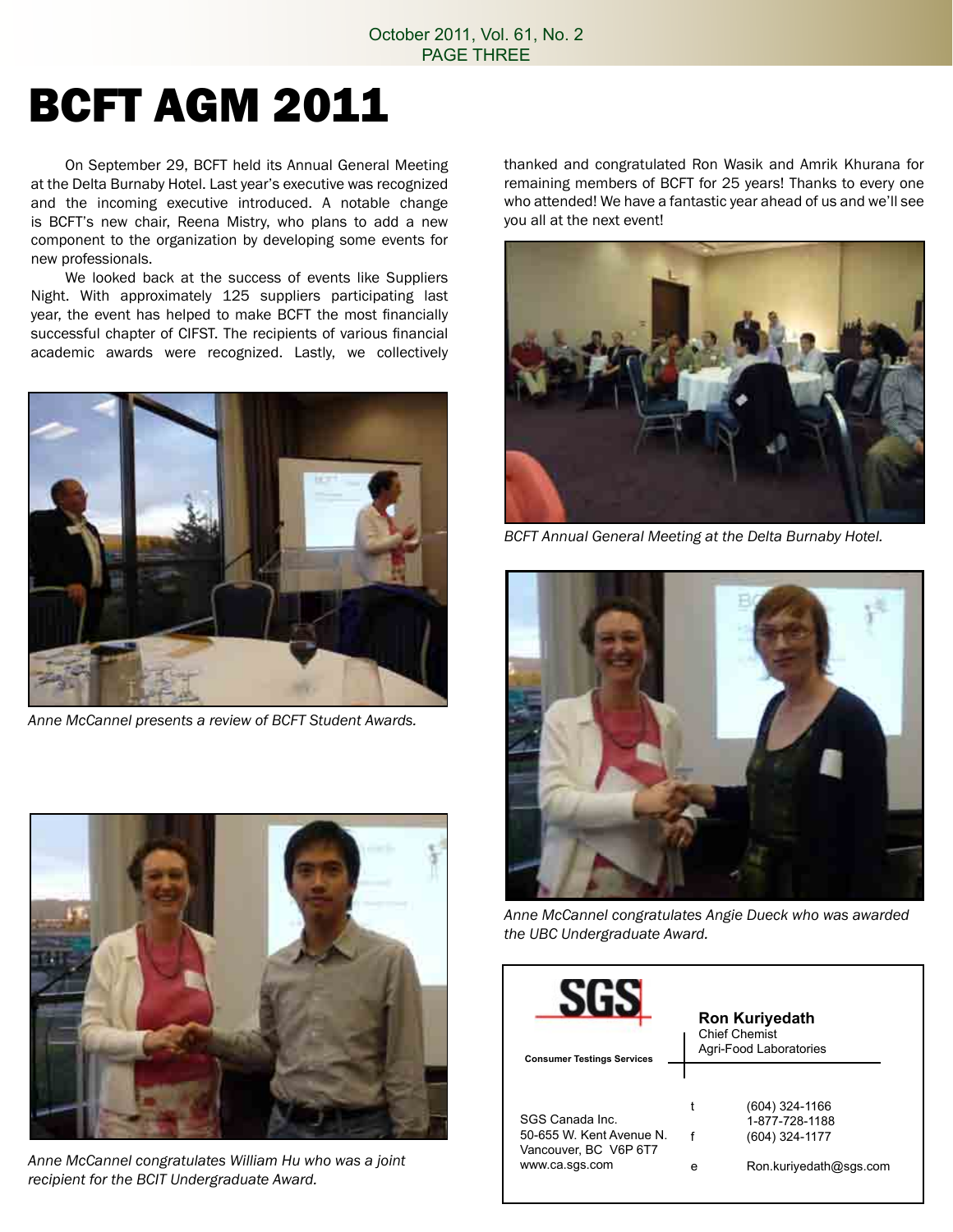# BCFT AGM 2011

On September 29, BCFT held its Annual General Meeting at the Delta Burnaby Hotel. Last year's executive was recognized and the incoming executive introduced. A notable change is BCFT's new chair, Reena Mistry, who plans to add a new component to the organization by developing some events for new professionals.

We looked back at the success of events like Suppliers Night. With approximately 125 suppliers participating last year, the event has helped to make BCFT the most financially successful chapter of CIFST. The recipients of various financial academic awards were recognized. Lastly, we collectively thanked and congratulated Ron Wasik and Amrik Khurana for remaining members of BCFT for 25 years! Thanks to every one who attended! We have a fantastic year ahead of us and we'll see you all at the next event!

*Anne McCannel presents a review of BCFT Student Awards.*

*Anne McCannel congratulates William Hu who was a joint recipient for the BCIT Undergraduate Award.*

*BCFT Annual General Meeting at the Delta Burnaby Hotel.*

*Anne McCannel congratulates Angie Dueck who was awarded the UBC Undergraduate Award.*

**SGS**
**Consumer Testings Services**

**Ron Kuriyedath**
Chief Chemist
Agri-Food Laboratories

SGS Canada Inc.
50-655 W. Kent Avenue N.
Vancouver, BC V6P 6T7
www.ca.sgs.com

t (604) 324-1166
1-877-728-1188
f (604) 324-1177
e Ron.kuriyedath@sgs.com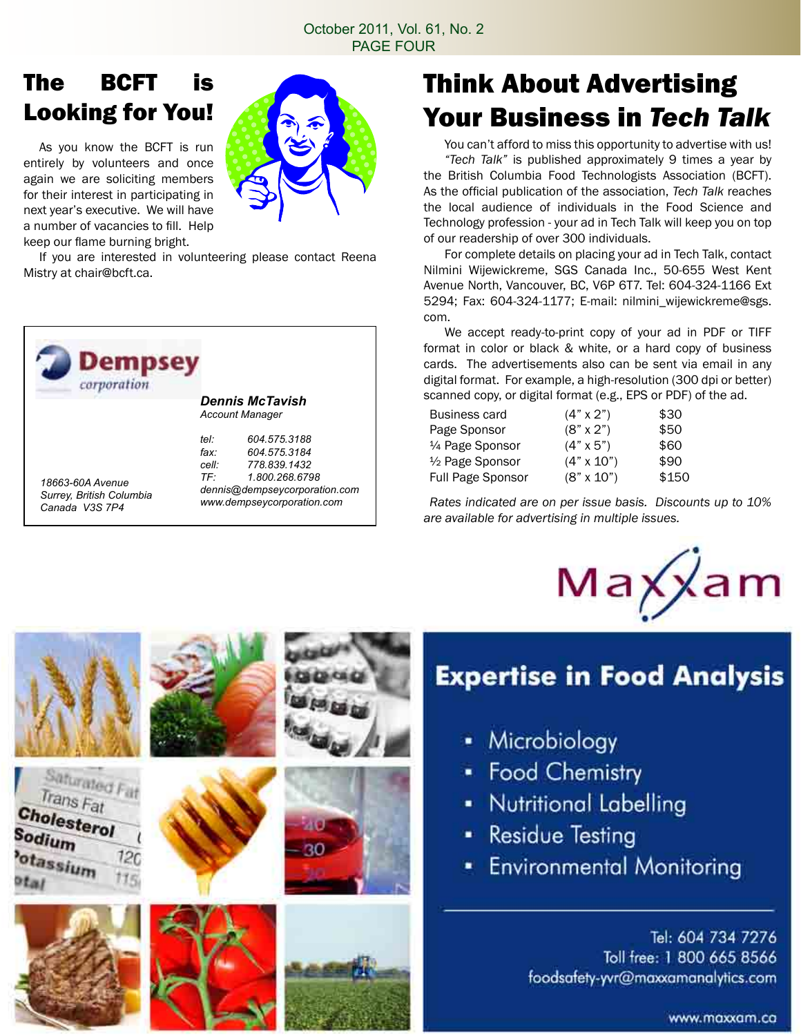# The BCFT is Looking for You!

As you know the BCFT is run entirely by volunteers and once again we are soliciting members for their interest in participating in next year's executive. We will have a number of vacancies to fill. Help keep our flame burning bright.

If you are interested in volunteering please contact Reena Mistry at chair@bcft.ca.

Dempsey corporation

***Dennis McTavish***
*Account Manager*

*tel: 604.575.3188*
*fax: 604.575.3184*
*cell: 778.839.1432*
*TF: 1.800.268.6798*
*dennis@dempseycorporation.com*
*www.dempseycorporation.com*

*18663-60A Avenue*
*Surrey, British Columbia*
*Canada V3S 7P4*

# Think About Advertising Your Business in *Tech Talk*

You can't afford to miss this opportunity to advertise with us!

*"Tech Talk"* is published approximately 9 times a year by the British Columbia Food Technologists Association (BCFT). As the official publication of the association, *Tech Talk* reaches the local audience of individuals in the Food Science and Technology profession - your ad in Tech Talk will keep you on top of our readership of over 300 individuals.

For complete details on placing your ad in Tech Talk, contact Nilmini Wijewickreme, SGS Canada Inc., 50-655 West Kent Avenue North, Vancouver, BC, V6P 6T7. Tel: 604-324-1166 Ext 5294; Fax: 604-324-1177; E-mail: nilmini_wijewickreme@sgs.com.

We accept ready-to-print copy of your ad in PDF or TIFF format in color or black & white, or a hard copy of business cards. The advertisements also can be sent via email in any digital format. For example, a high-resolution (300 dpi or better) scanned copy, or digital format (e.g., EPS or PDF) of the ad.

| | | |
|---|---|---|
| Business card | (4" x 2") | $30 |
| Page Sponsor | (8" x 2") | $50 |
| ¼ Page Sponsor | (4" x 5") | $60 |
| ½ Page Sponsor | (4" x 10") | $90 |
| Full Page Sponsor | (8" x 10") | $150 |

*Rates indicated are on per issue basis. Discounts up to 10% are available for advertising in multiple issues.*

Maxxam

**Expertise in Food Analysis**

- Microbiology
- Food Chemistry
- Nutritional Labelling
- Residue Testing
- Environmental Monitoring

Tel: 604 734 7276
Toll free: 1 800 665 8566
foodsafety-yvr@maxxamanalytics.com

www.maxxam.ca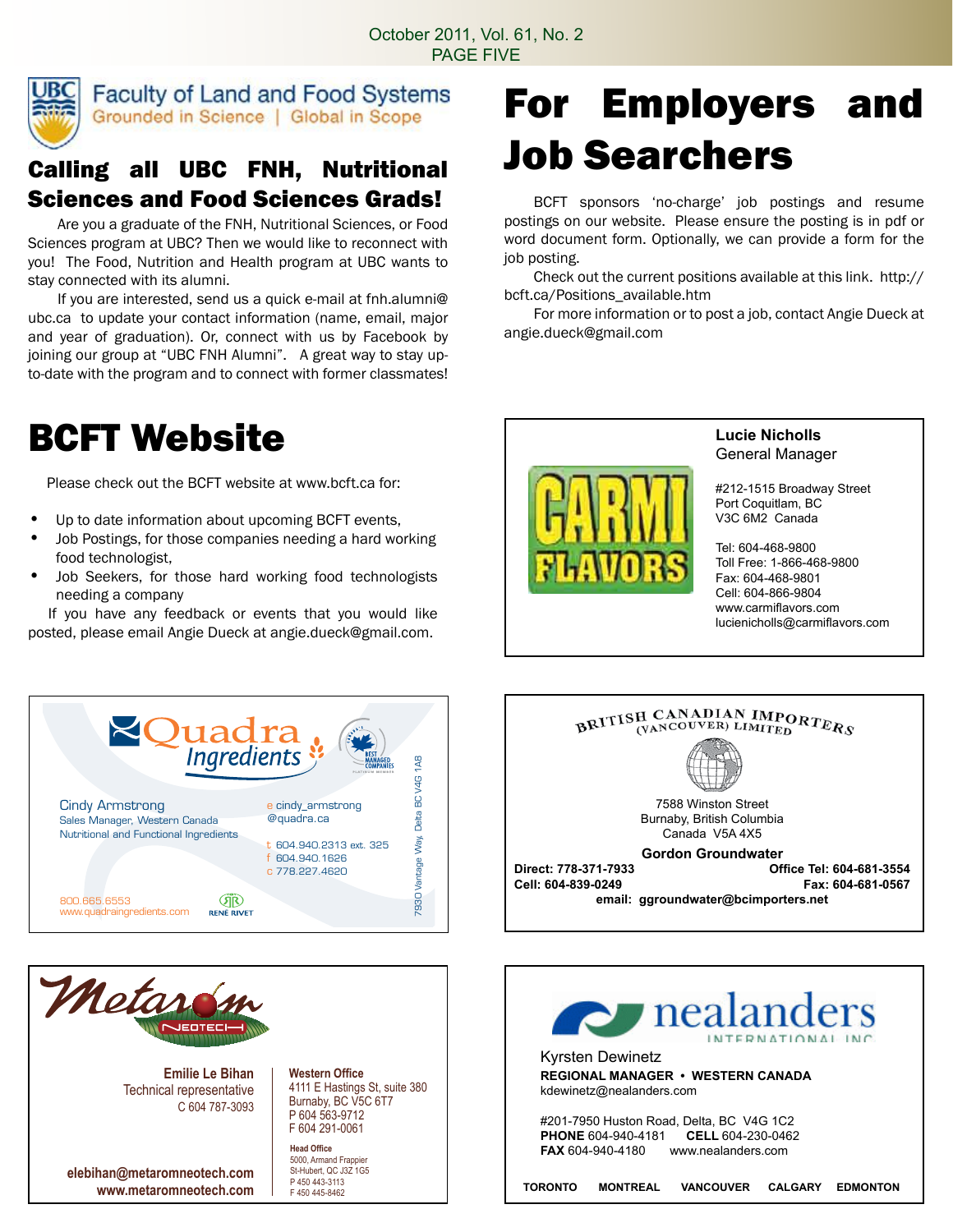Faculty of Land and Food Systems

Grounded in Science | Global in Scope

## Calling all UBC FNH, Nutritional Sciences and Food Sciences Grads!

Are you a graduate of the FNH, Nutritional Sciences, or Food Sciences program at UBC? Then we would like to reconnect with you! The Food, Nutrition and Health program at UBC wants to stay connected with its alumni.

If you are interested, send us a quick e-mail at fnh.alumni@ubc.ca to update your contact information (name, email, major and year of graduation). Or, connect with us by Facebook by joining our group at "UBC FNH Alumni". A great way to stay up-to-date with the program and to connect with former classmates!

# For Employers and Job Searchers

BCFT sponsors 'no-charge' job postings and resume postings on our website. Please ensure the posting is in pdf or word document form. Optionally, we can provide a form for the job posting.

Check out the current positions available at this link. http://bcft.ca/Positions_available.htm

For more information or to post a job, contact Angie Dueck at angie.dueck@gmail.com

# BCFT Website

Please check out the BCFT website at www.bcft.ca for:

- Up to date information about upcoming BCFT events,
- Job Postings, for those companies needing a hard working food technologist,
- Job Seekers, for those hard working food technologists needing a company

If you have any feedback or events that you would like posted, please email Angie Dueck at angie.dueck@gmail.com.

---

CARMI FLAVORS

**Lucie Nicholls**
General Manager

#212-1515 Broadway Street
Port Coquitlam, BC
V3C 6M2 Canada

Tel: 604-468-9800
Toll Free: 1-866-468-9800
Fax: 604-468-9801
Cell: 604-866-9804
www.carmiflavors.com
lucienicholls@carmiflavors.com

---

Quadra Ingredients

Best Managed Companies — Platinum Member

Cindy Armstrong
Sales Manager, Western Canada
Nutritional and Functional Ingredients

e cindy_armstrong@quadra.ca

t 604.940.2313 ext. 325
f 604.940.1626
c 778.227.4620

800.665.6553
www.quadraingredients.com

RENÉ RIVET

7930 Vantage Way, Delta BC V4G 1AB

---

BRITISH CANADIAN IMPORTERS (VANCOUVER) LIMITED

7588 Winston Street
Burnaby, British Columbia
Canada V5A 4X5

**Gordon Groundwater**

**Direct: 778-371-7933** **Office Tel: 604-681-3554**
**Cell: 604-839-0249** **Fax: 604-681-0567**
**email: ggroundwater@bcimporters.net**

---

Metarom NEOTECH

**Emilie Le Bihan**
Technical representative
C 604 787-3093

**elebihan@metaromneotech.com**
**www.metaromneotech.com**

**Western Office**
4111 E Hastings St, suite 380
Burnaby, BC V5C 6T7
P 604 563-9712
F 604 291-0061

**Head Office**
5000, Armand Frappier
St-Hubert, QC J3Z 1G5
P 450 443-3113
F 450 445-8462

---

nealanders INTERNATIONAL INC

Kyrsten Dewinetz
**REGIONAL MANAGER • WESTERN CANADA**
kdewinetz@nealanders.com

#201-7950 Huston Road, Delta, BC V4G 1C2
**PHONE** 604-940-4181 **CELL** 604-230-0462
**FAX** 604-940-4180 www.nealanders.com

**TORONTO MONTREAL VANCOUVER CALGARY EDMONTON**